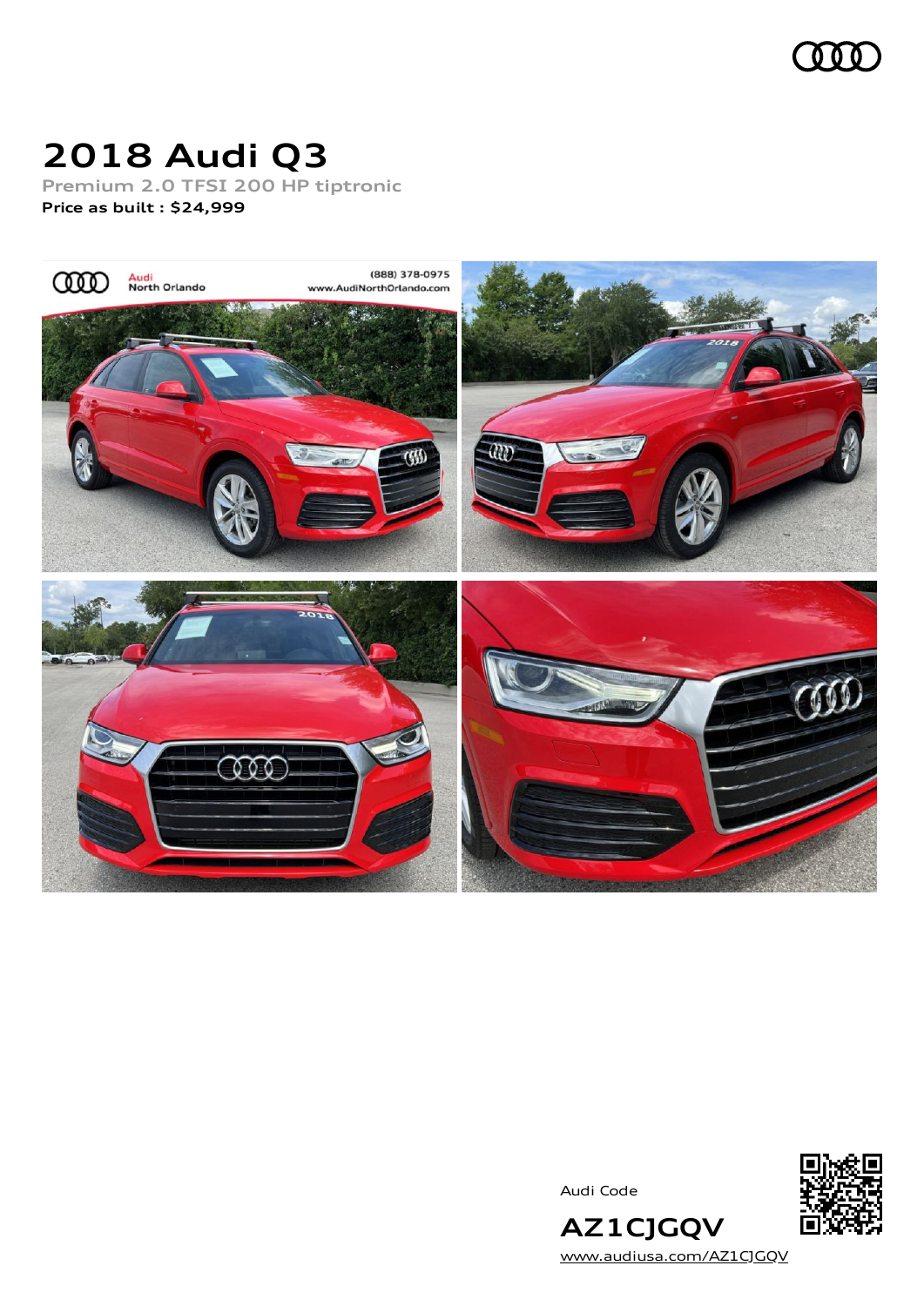# 2018 Audi Q3

Premium 2.0 TFSI 200 HP tiptronic

**Price as built : $24,999**

Audi Code

**AZ1CJGQV**

www.audiusa.com/AZ1CJGQV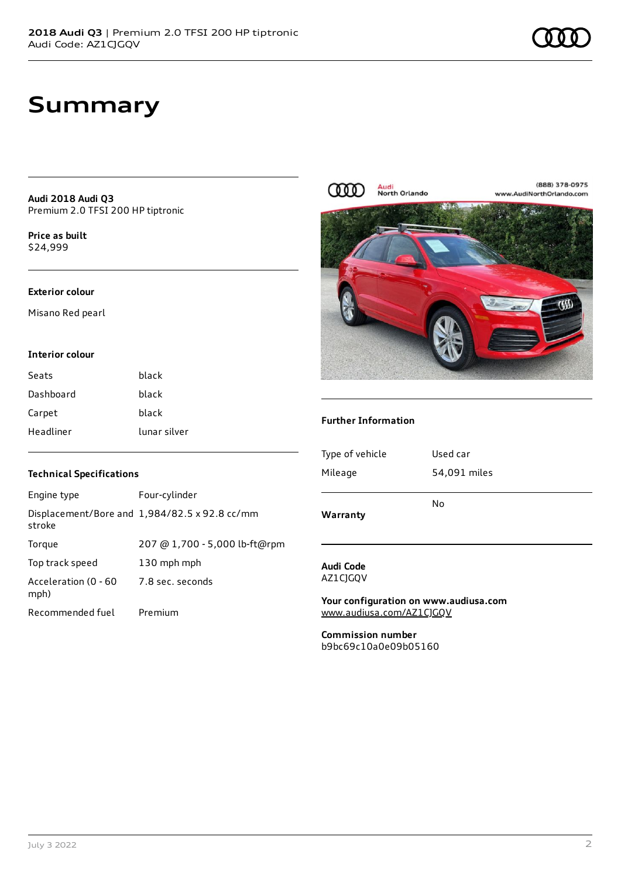# Summary

**Audi 2018 Audi Q3**
Premium 2.0 TFSI 200 HP tiptronic

**Price as built**
$24,999

### Exterior colour

Misano Red pearl

### Interior colour

| | |
|---|---|
| Seats | black |
| Dashboard | black |
| Carpet | black |
| Headliner | lunar silver |

### Technical Specifications

| | |
|---|---|
| Engine type | Four-cylinder |
| Displacement/Bore and stroke | 1,984/82.5 x 92.8 cc/mm |
| Torque | 207 @ 1,700 - 5,000 lb-ft@rpm |
| Top track speed | 130 mph mph |
| Acceleration (0 - 60 mph) | 7.8 sec. seconds |
| Recommended fuel | Premium |

### Further Information

| | |
|---|---|
| Type of vehicle | Used car |
| Mileage | 54,091 miles |
| **Warranty** | No |

**Audi Code**
AZ1CJGQV

**Your configuration on www.audiusa.com**
www.audiusa.com/AZ1CJGQV

**Commission number**
b9bc69c10a0e09b05160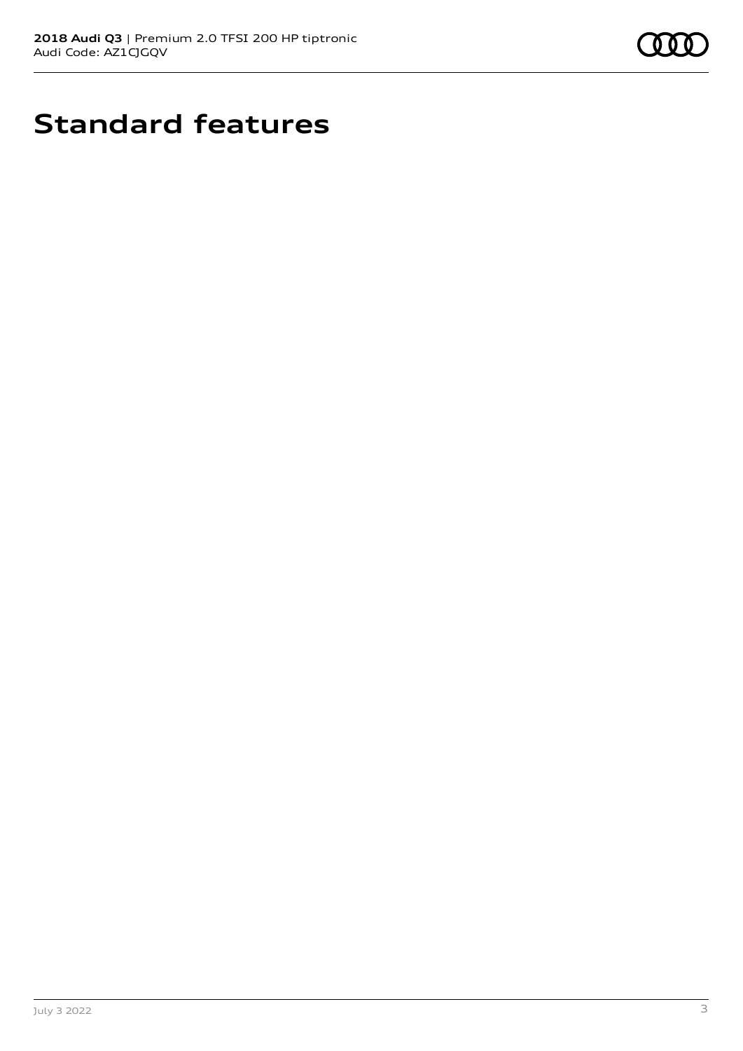# Standard features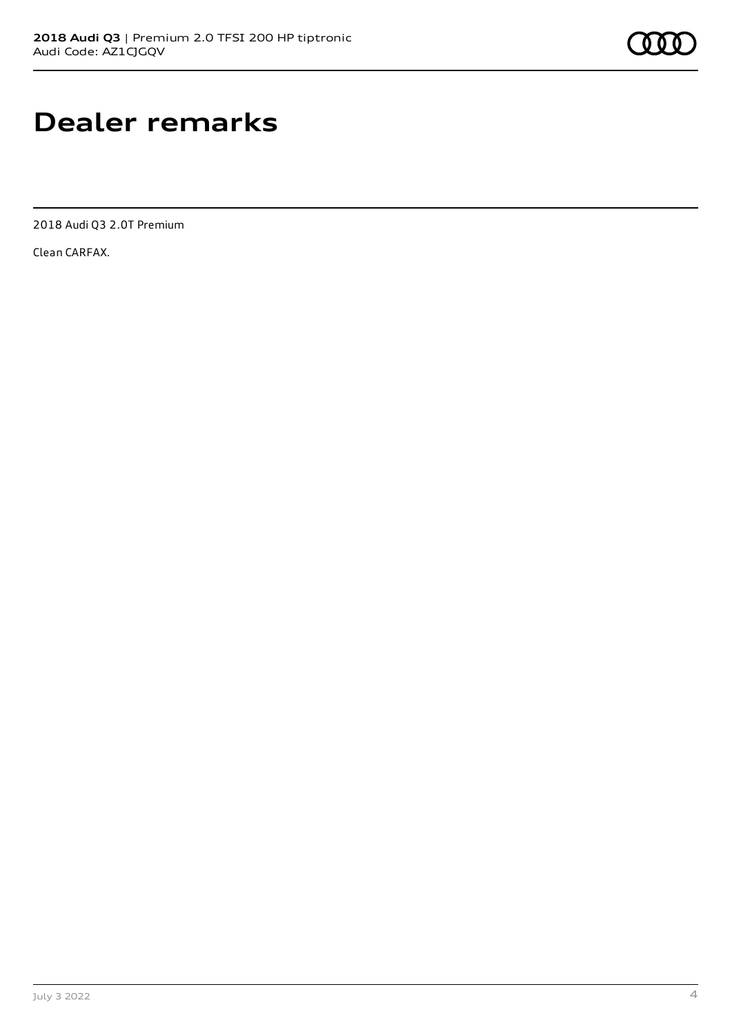# Dealer remarks

2018 Audi Q3 2.0T Premium

Clean CARFAX.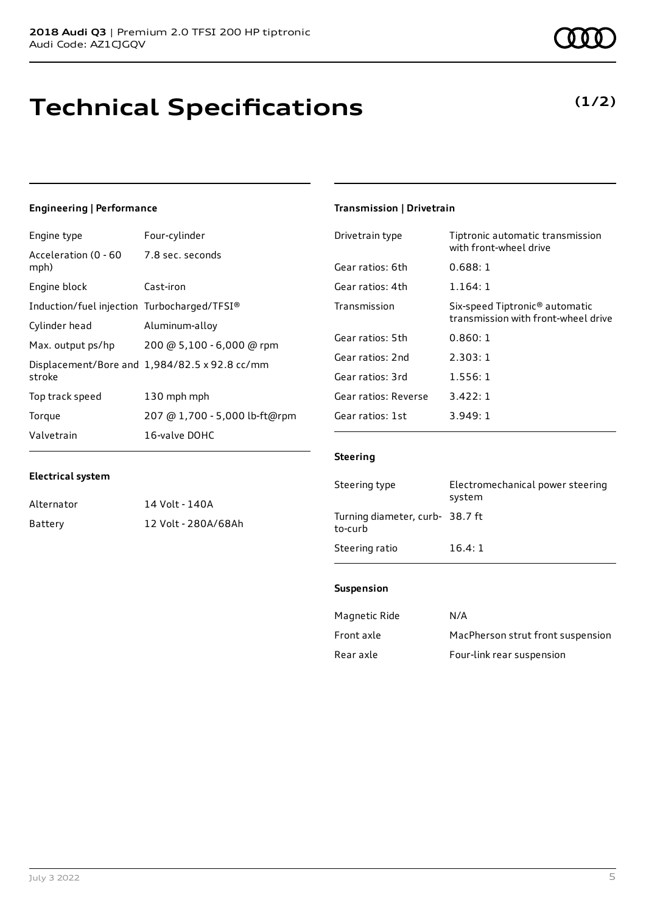# Technical Specifications

**(1/2)**

### Engineering | Performance

| | |
|---|---|
| Engine type | Four-cylinder |
| Acceleration (0 - 60 mph) | 7.8 sec. seconds |
| Engine block | Cast-iron |
| Induction/fuel injection | Turbocharged/TFSI® |
| Cylinder head | Aluminum-alloy |
| Max. output ps/hp | 200 @ 5,100 - 6,000 @ rpm |
| Displacement/Bore and stroke | 1,984/82.5 x 92.8 cc/mm |
| Top track speed | 130 mph mph |
| Torque | 207 @ 1,700 - 5,000 lb-ft@rpm |
| Valvetrain | 16-valve DOHC |

### Electrical system

| | |
|---|---|
| Alternator | 14 Volt - 140A |
| Battery | 12 Volt - 280A/68Ah |

### Transmission | Drivetrain

| | |
|---|---|
| Drivetrain type | Tiptronic automatic transmission with front-wheel drive |
| Gear ratios: 6th | 0.688: 1 |
| Gear ratios: 4th | 1.164: 1 |
| Transmission | Six-speed Tiptronic® automatic transmission with front-wheel drive |
| Gear ratios: 5th | 0.860: 1 |
| Gear ratios: 2nd | 2.303: 1 |
| Gear ratios: 3rd | 1.556: 1 |
| Gear ratios: Reverse | 3.422: 1 |
| Gear ratios: 1st | 3.949: 1 |

### Steering

| | |
|---|---|
| Steering type | Electromechanical power steering system |
| Turning diameter, curb-to-curb | 38.7 ft |
| Steering ratio | 16.4: 1 |

### Suspension

| | |
|---|---|
| Magnetic Ride | N/A |
| Front axle | MacPherson strut front suspension |
| Rear axle | Four-link rear suspension |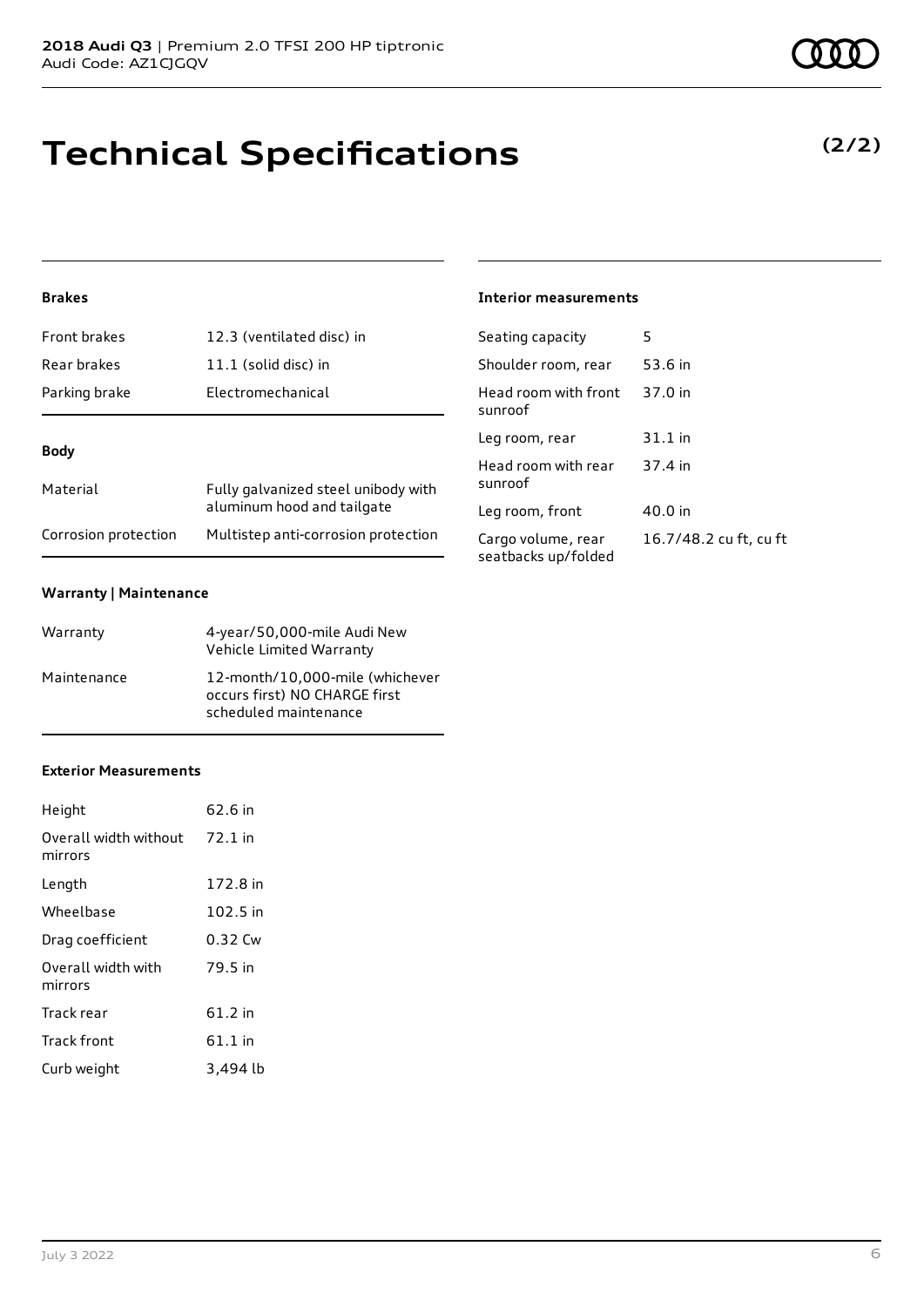# Technical Specifications

**(2/2)**

### Brakes

| | |
|---|---|
| Front brakes | 12.3 (ventilated disc) in |
| Rear brakes | 11.1 (solid disc) in |
| Parking brake | Electromechanical |

### Body

| | |
|---|---|
| Material | Fully galvanized steel unibody with aluminum hood and tailgate |
| Corrosion protection | Multistep anti-corrosion protection |

### Warranty | Maintenance

| | |
|---|---|
| Warranty | 4-year/50,000-mile Audi New Vehicle Limited Warranty |
| Maintenance | 12-month/10,000-mile (whichever occurs first) NO CHARGE first scheduled maintenance |

### Exterior Measurements

| | |
|---|---|
| Height | 62.6 in |
| Overall width without mirrors | 72.1 in |
| Length | 172.8 in |
| Wheelbase | 102.5 in |
| Drag coefficient | 0.32 Cw |
| Overall width with mirrors | 79.5 in |
| Track rear | 61.2 in |
| Track front | 61.1 in |
| Curb weight | 3,494 lb |

### Interior measurements

| | |
|---|---|
| Seating capacity | 5 |
| Shoulder room, rear | 53.6 in |
| Head room with front sunroof | 37.0 in |
| Leg room, rear | 31.1 in |
| Head room with rear sunroof | 37.4 in |
| Leg room, front | 40.0 in |
| Cargo volume, rear seatbacks up/folded | 16.7/48.2 cu ft, cu ft |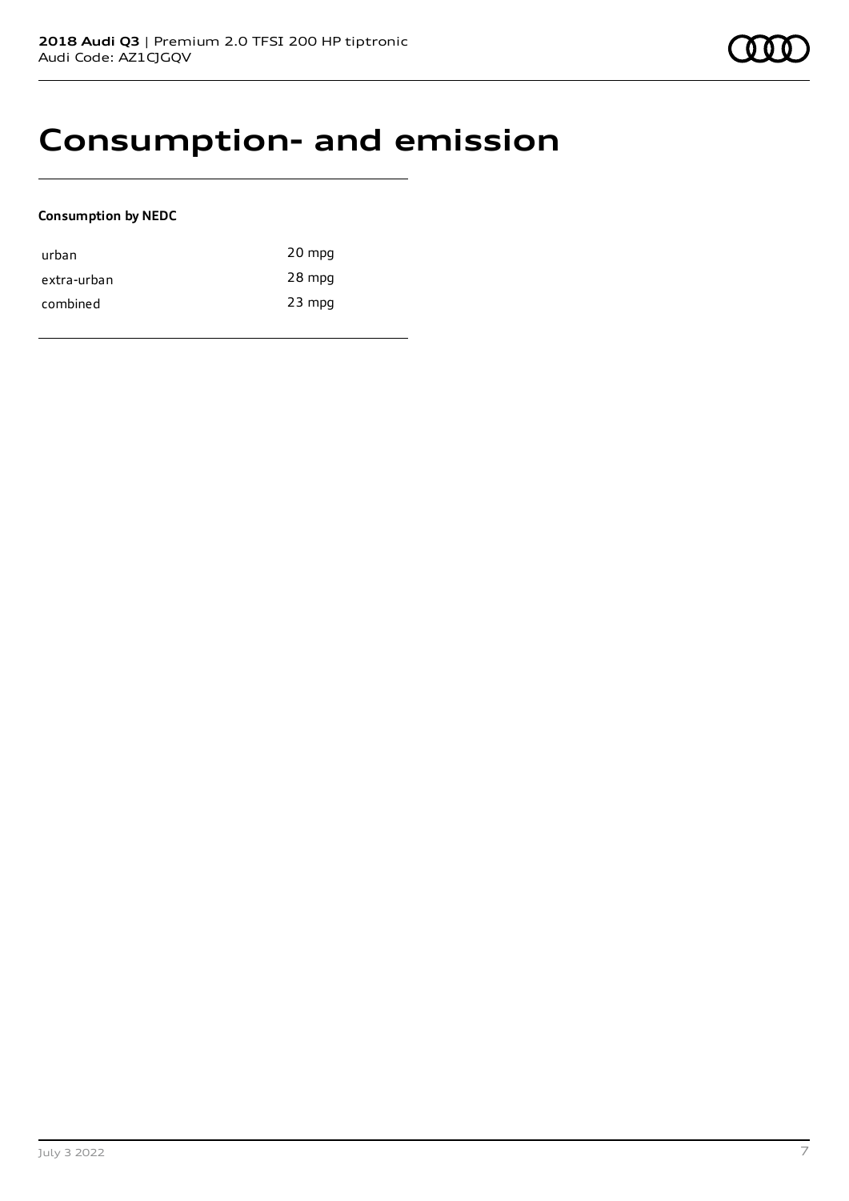# Consumption- and emission

**Consumption by NEDC**

| | |
|---|---|
| urban | 20 mpg |
| extra-urban | 28 mpg |
| combined | 23 mpg |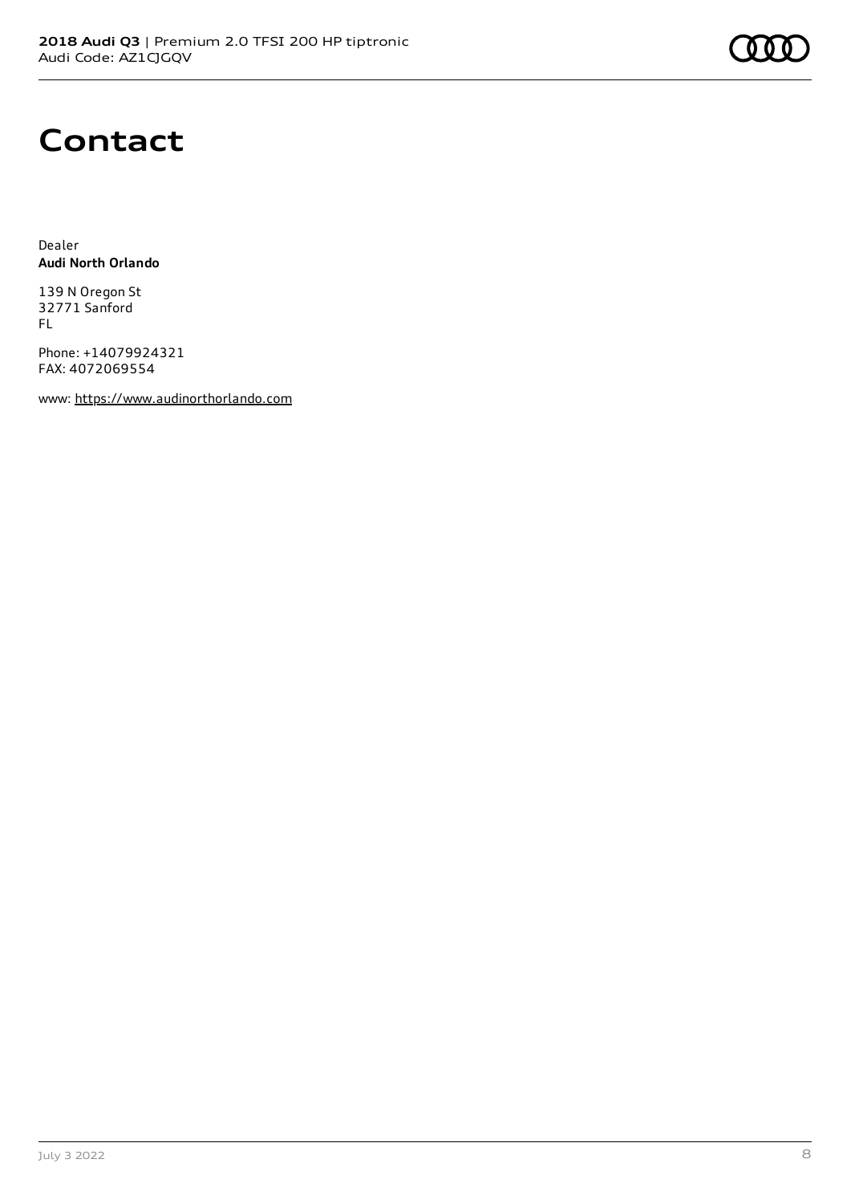# Contact

Dealer
**Audi North Orlando**

139 N Oregon St
32771 Sanford
FL

Phone: +14079924321
FAX: 4072069554

www: https://www.audinorthorlando.com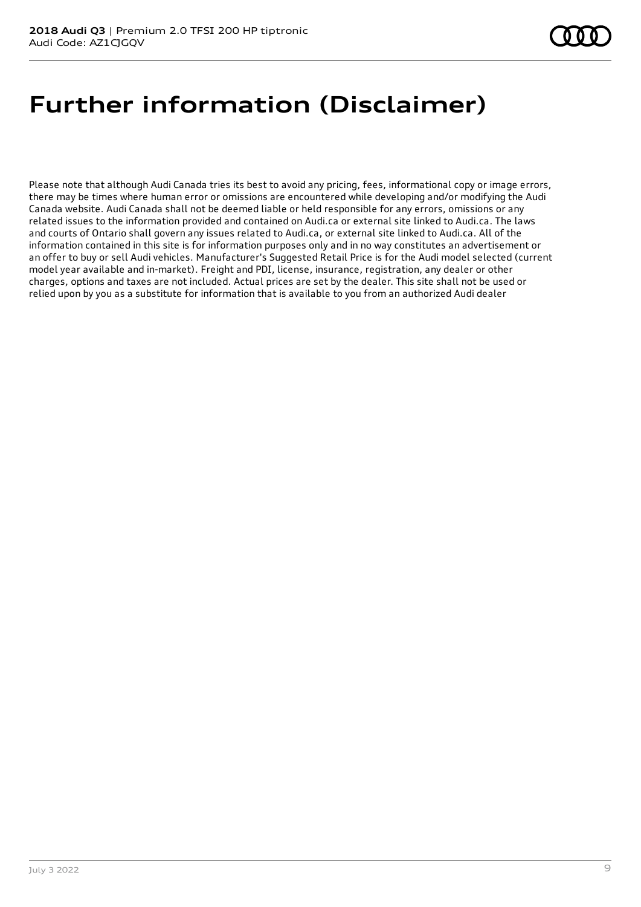# Further information (Disclaimer)

Please note that although Audi Canada tries its best to avoid any pricing, fees, informational copy or image errors, there may be times where human error or omissions are encountered while developing and/or modifying the Audi Canada website. Audi Canada shall not be deemed liable or held responsible for any errors, omissions or any related issues to the information provided and contained on Audi.ca or external site linked to Audi.ca. The laws and courts of Ontario shall govern any issues related to Audi.ca, or external site linked to Audi.ca. All of the information contained in this site is for information purposes only and in no way constitutes an advertisement or an offer to buy or sell Audi vehicles. Manufacturer's Suggested Retail Price is for the Audi model selected (current model year available and in-market). Freight and PDI, license, insurance, registration, any dealer or other charges, options and taxes are not included. Actual prices are set by the dealer. This site shall not be used or relied upon by you as a substitute for information that is available to you from an authorized Audi dealer